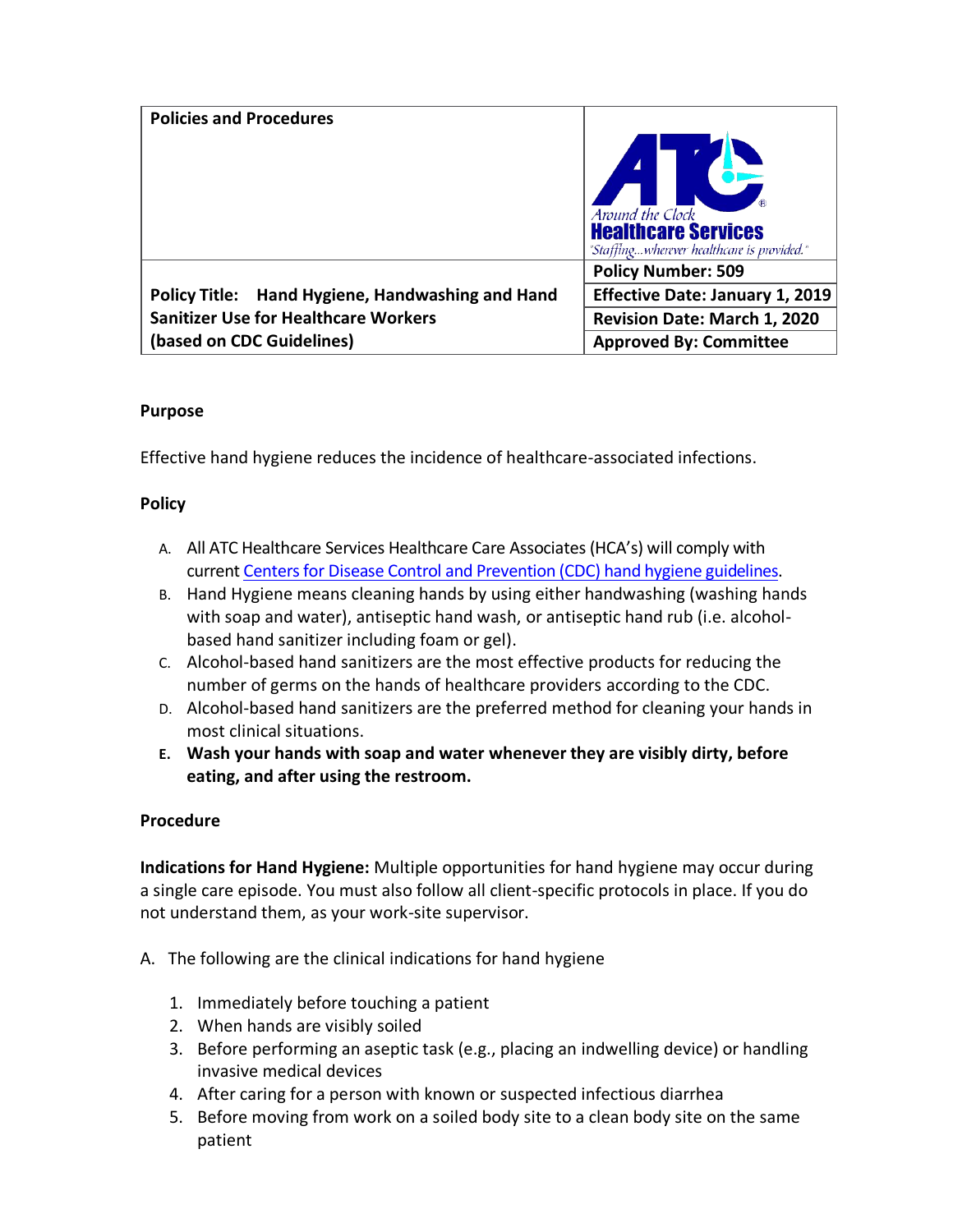| Policies and Procedures | Around the Clock Healthcare Services "Staffing...wherever healthcare is provided." |
|---|---|
| **Policy Title: Hand Hygiene, Handwashing and Hand Sanitizer Use for Healthcare Workers (based on CDC Guidelines)** | **Policy Number: 509** |
| | **Effective Date: January 1, 2019** |
| | **Revision Date: March 1, 2020** |
| | **Approved By: Committee** |

**Purpose**

Effective hand hygiene reduces the incidence of healthcare-associated infections.

**Policy**

A. All ATC Healthcare Services Healthcare Care Associates (HCA's) will comply with current Centers for Disease Control and Prevention (CDC) hand hygiene guidelines.
B. Hand Hygiene means cleaning hands by using either handwashing (washing hands with soap and water), antiseptic hand wash, or antiseptic hand rub (i.e. alcohol-based hand sanitizer including foam or gel).
C. Alcohol-based hand sanitizers are the most effective products for reducing the number of germs on the hands of healthcare providers according to the CDC.
D. Alcohol-based hand sanitizers are the preferred method for cleaning your hands in most clinical situations.
**E. Wash your hands with soap and water whenever they are visibly dirty, before eating, and after using the restroom.**

**Procedure**

**Indications for Hand Hygiene:** Multiple opportunities for hand hygiene may occur during a single care episode. You must also follow all client-specific protocols in place. If you do not understand them, as your work-site supervisor.

A. The following are the clinical indications for hand hygiene

1. Immediately before touching a patient
2. When hands are visibly soiled
3. Before performing an aseptic task (e.g., placing an indwelling device) or handling invasive medical devices
4. After caring for a person with known or suspected infectious diarrhea
5. Before moving from work on a soiled body site to a clean body site on the same patient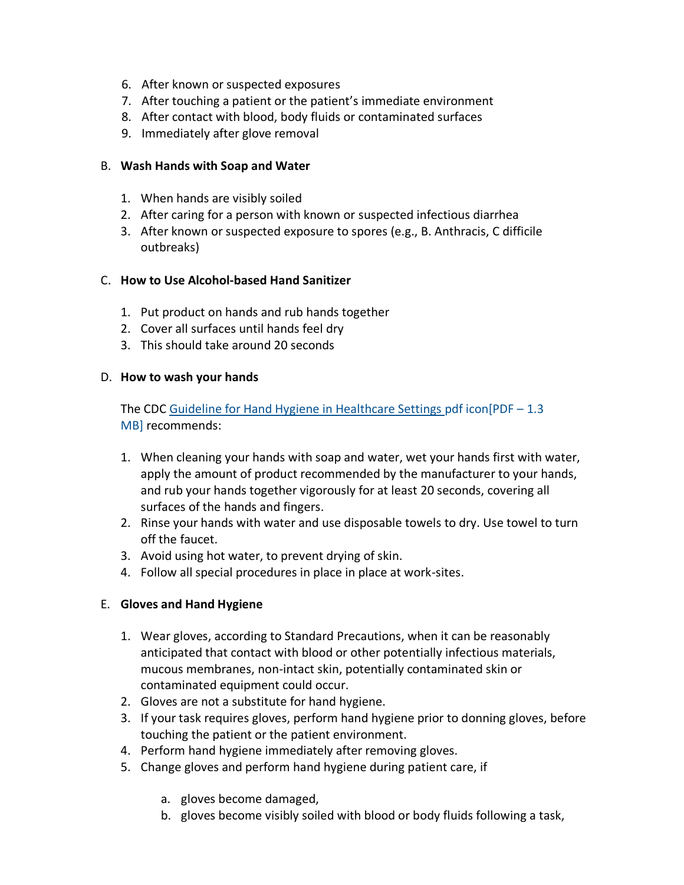6. After known or suspected exposures
7. After touching a patient or the patient's immediate environment
8. After contact with blood, body fluids or contaminated surfaces
9. Immediately after glove removal

B. **Wash Hands with Soap and Water**

1. When hands are visibly soiled
2. After caring for a person with known or suspected infectious diarrhea
3. After known or suspected exposure to spores (e.g., B. Anthracis, C difficile outbreaks)

C. **How to Use Alcohol-based Hand Sanitizer**

1. Put product on hands and rub hands together
2. Cover all surfaces until hands feel dry
3. This should take around 20 seconds

D. **How to wash your hands**

The CDC Guideline for Hand Hygiene in Healthcare Settings pdf icon[PDF – 1.3 MB] recommends:

1. When cleaning your hands with soap and water, wet your hands first with water, apply the amount of product recommended by the manufacturer to your hands, and rub your hands together vigorously for at least 20 seconds, covering all surfaces of the hands and fingers.
2. Rinse your hands with water and use disposable towels to dry. Use towel to turn off the faucet.
3. Avoid using hot water, to prevent drying of skin.
4. Follow all special procedures in place in place at work-sites.

E. **Gloves and Hand Hygiene**

1. Wear gloves, according to Standard Precautions, when it can be reasonably anticipated that contact with blood or other potentially infectious materials, mucous membranes, non-intact skin, potentially contaminated skin or contaminated equipment could occur.
2. Gloves are not a substitute for hand hygiene.
3. If your task requires gloves, perform hand hygiene prior to donning gloves, before touching the patient or the patient environment.
4. Perform hand hygiene immediately after removing gloves.
5. Change gloves and perform hand hygiene during patient care, if
   a. gloves become damaged,
   b. gloves become visibly soiled with blood or body fluids following a task,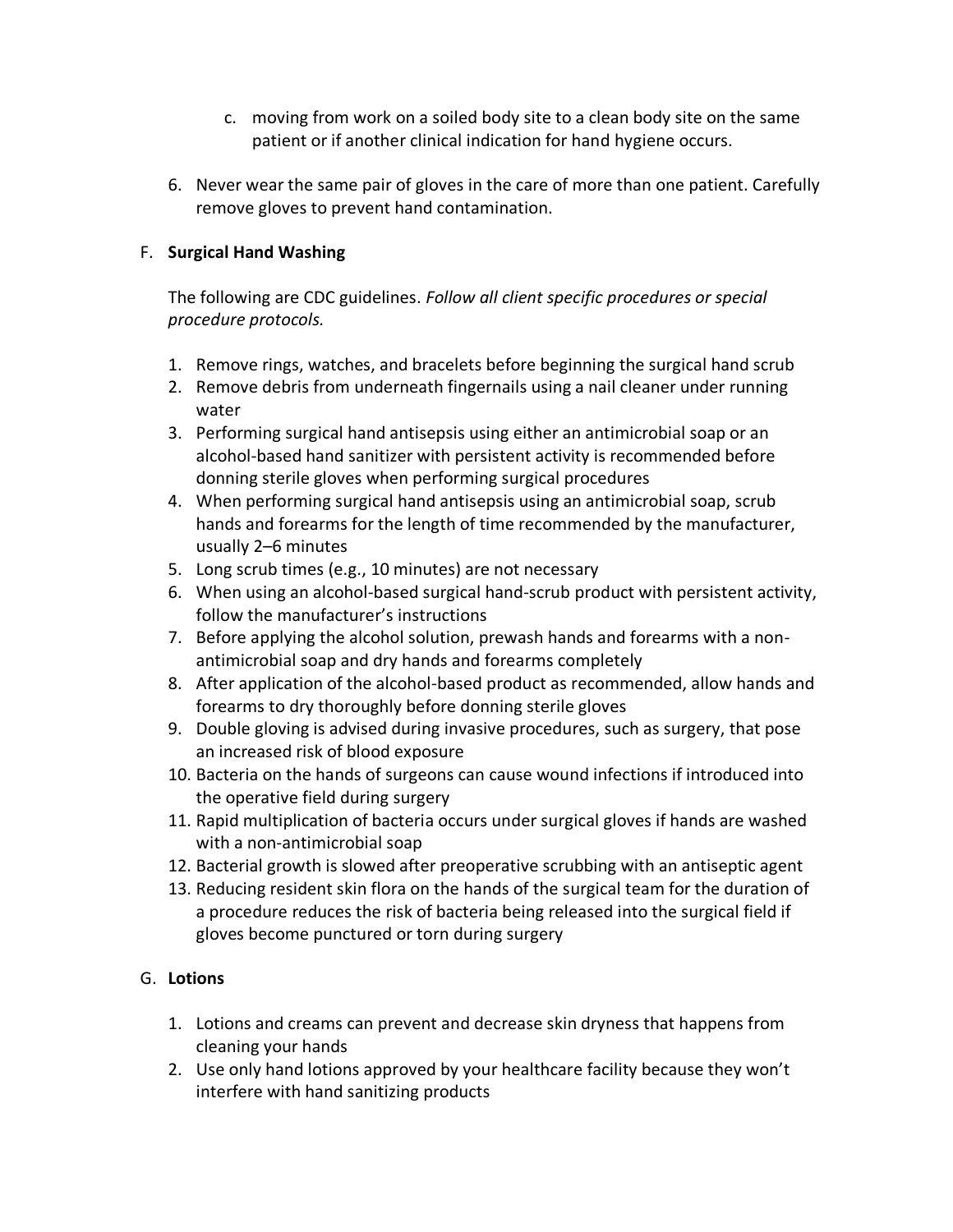c. moving from work on a soiled body site to a clean body site on the same patient or if another clinical indication for hand hygiene occurs.

6. Never wear the same pair of gloves in the care of more than one patient. Carefully remove gloves to prevent hand contamination.

F. **Surgical Hand Washing**

The following are CDC guidelines. *Follow all client specific procedures or special procedure protocols.*

1. Remove rings, watches, and bracelets before beginning the surgical hand scrub
2. Remove debris from underneath fingernails using a nail cleaner under running water
3. Performing surgical hand antisepsis using either an antimicrobial soap or an alcohol-based hand sanitizer with persistent activity is recommended before donning sterile gloves when performing surgical procedures
4. When performing surgical hand antisepsis using an antimicrobial soap, scrub hands and forearms for the length of time recommended by the manufacturer, usually 2–6 minutes
5. Long scrub times (e.g., 10 minutes) are not necessary
6. When using an alcohol-based surgical hand-scrub product with persistent activity, follow the manufacturer's instructions
7. Before applying the alcohol solution, prewash hands and forearms with a non-antimicrobial soap and dry hands and forearms completely
8. After application of the alcohol-based product as recommended, allow hands and forearms to dry thoroughly before donning sterile gloves
9. Double gloving is advised during invasive procedures, such as surgery, that pose an increased risk of blood exposure
10. Bacteria on the hands of surgeons can cause wound infections if introduced into the operative field during surgery
11. Rapid multiplication of bacteria occurs under surgical gloves if hands are washed with a non-antimicrobial soap
12. Bacterial growth is slowed after preoperative scrubbing with an antiseptic agent
13. Reducing resident skin flora on the hands of the surgical team for the duration of a procedure reduces the risk of bacteria being released into the surgical field if gloves become punctured or torn during surgery

G. **Lotions**

1. Lotions and creams can prevent and decrease skin dryness that happens from cleaning your hands
2. Use only hand lotions approved by your healthcare facility because they won't interfere with hand sanitizing products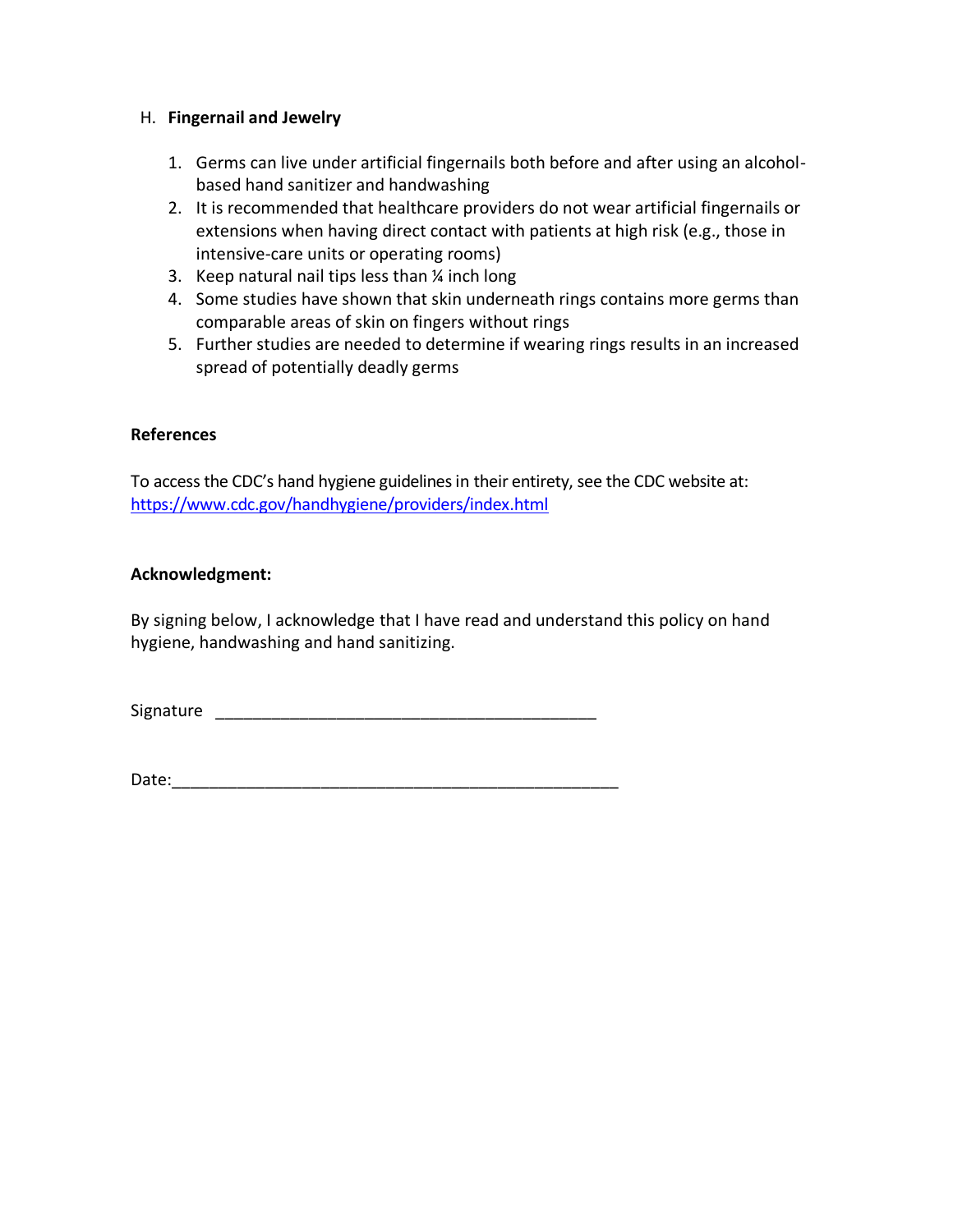### H. **Fingernail and Jewelry**

1. Germs can live under artificial fingernails both before and after using an alcohol-based hand sanitizer and handwashing
2. It is recommended that healthcare providers do not wear artificial fingernails or extensions when having direct contact with patients at high risk (e.g., those in intensive-care units or operating rooms)
3. Keep natural nail tips less than ¼ inch long
4. Some studies have shown that skin underneath rings contains more germs than comparable areas of skin on fingers without rings
5. Further studies are needed to determine if wearing rings results in an increased spread of potentially deadly germs

**References**

To access the CDC's hand hygiene guidelines in their entirety, see the CDC website at: https://www.cdc.gov/handhygiene/providers/index.html

**Acknowledgment:**

By signing below, I acknowledge that I have read and understand this policy on hand hygiene, handwashing and hand sanitizing.

Signature ___________________________________________

Date:__________________________________________________